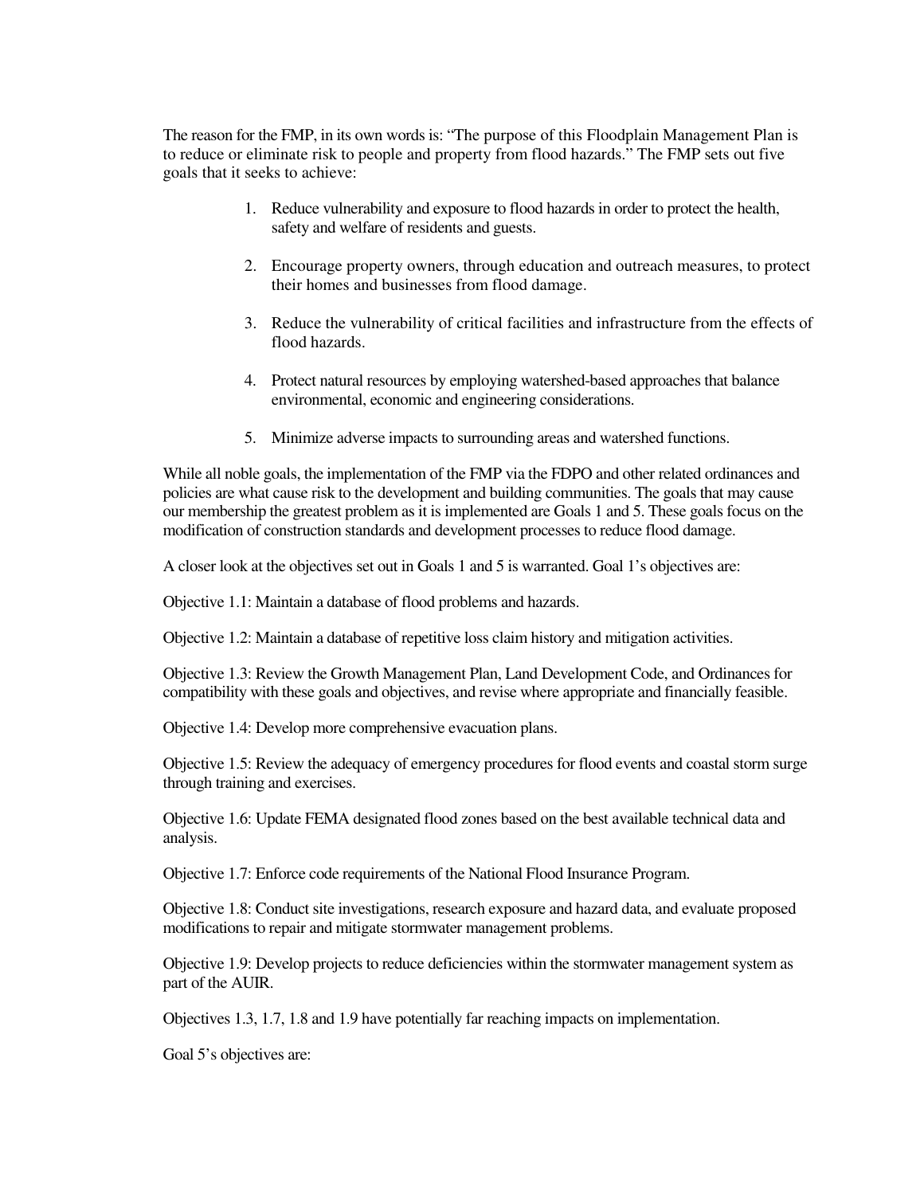The reason for the FMP, in its own words is: "The purpose of this Floodplain Management Plan is to reduce or eliminate risk to people and property from flood hazards." The FMP sets out five goals that it seeks to achieve:

1. Reduce vulnerability and exposure to flood hazards in order to protect the health, safety and welfare of residents and guests.

2. Encourage property owners, through education and outreach measures, to protect their homes and businesses from flood damage.

3. Reduce the vulnerability of critical facilities and infrastructure from the effects of flood hazards.

4. Protect natural resources by employing watershed-based approaches that balance environmental, economic and engineering considerations.

5. Minimize adverse impacts to surrounding areas and watershed functions.

While all noble goals, the implementation of the FMP via the FDPO and other related ordinances and policies are what cause risk to the development and building communities. The goals that may cause our membership the greatest problem as it is implemented are Goals 1 and 5. These goals focus on the modification of construction standards and development processes to reduce flood damage.

A closer look at the objectives set out in Goals 1 and 5 is warranted. Goal 1's objectives are:

Objective 1.1: Maintain a database of flood problems and hazards.

Objective 1.2: Maintain a database of repetitive loss claim history and mitigation activities.

Objective 1.3: Review the Growth Management Plan, Land Development Code, and Ordinances for compatibility with these goals and objectives, and revise where appropriate and financially feasible.

Objective 1.4: Develop more comprehensive evacuation plans.

Objective 1.5: Review the adequacy of emergency procedures for flood events and coastal storm surge through training and exercises.

Objective 1.6: Update FEMA designated flood zones based on the best available technical data and analysis.

Objective 1.7: Enforce code requirements of the National Flood Insurance Program.

Objective 1.8: Conduct site investigations, research exposure and hazard data, and evaluate proposed modifications to repair and mitigate stormwater management problems.

Objective 1.9: Develop projects to reduce deficiencies within the stormwater management system as part of the AUIR.

Objectives 1.3, 1.7, 1.8 and 1.9 have potentially far reaching impacts on implementation.

Goal 5's objectives are: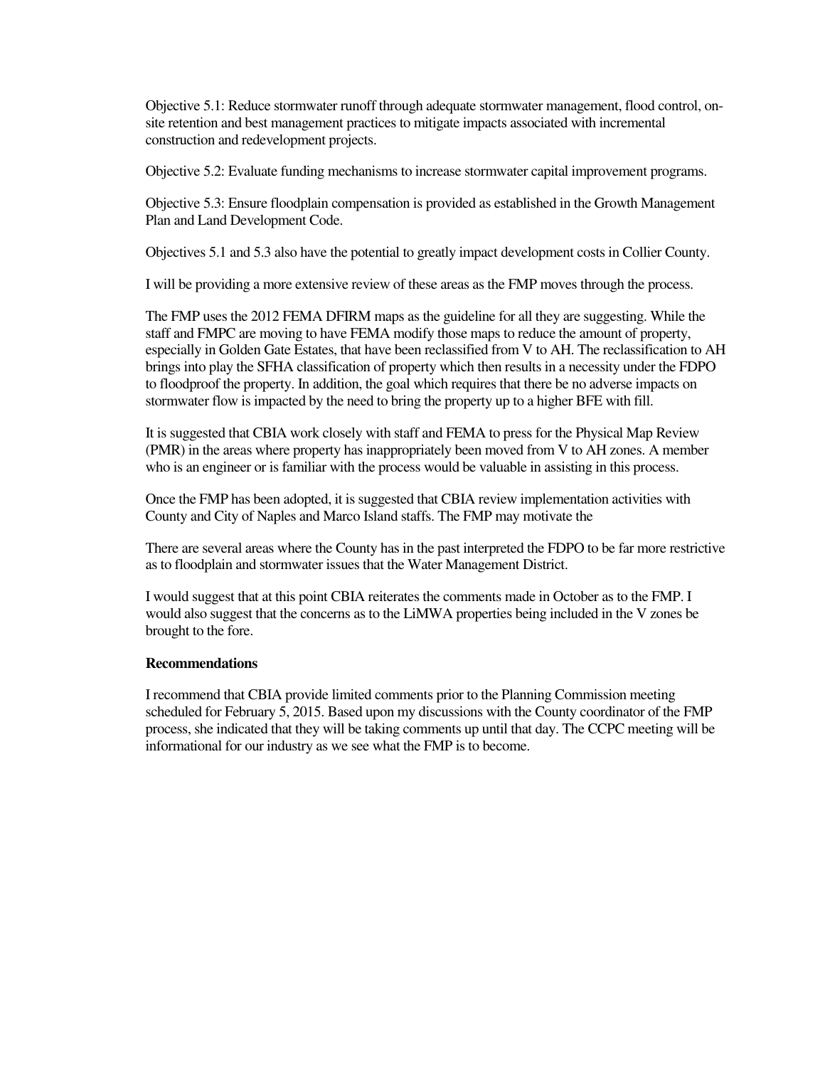Objective 5.1: Reduce stormwater runoff through adequate stormwater management, flood control, on-site retention and best management practices to mitigate impacts associated with incremental construction and redevelopment projects.

Objective 5.2: Evaluate funding mechanisms to increase stormwater capital improvement programs.

Objective 5.3: Ensure floodplain compensation is provided as established in the Growth Management Plan and Land Development Code.

Objectives 5.1 and 5.3 also have the potential to greatly impact development costs in Collier County.

I will be providing a more extensive review of these areas as the FMP moves through the process.

The FMP uses the 2012 FEMA DFIRM maps as the guideline for all they are suggesting. While the staff and FMPC are moving to have FEMA modify those maps to reduce the amount of property, especially in Golden Gate Estates, that have been reclassified from V to AH. The reclassification to AH brings into play the SFHA classification of property which then results in a necessity under the FDPO to floodproof the property. In addition, the goal which requires that there be no adverse impacts on stormwater flow is impacted by the need to bring the property up to a higher BFE with fill.

It is suggested that CBIA work closely with staff and FEMA to press for the Physical Map Review (PMR) in the areas where property has inappropriately been moved from V to AH zones. A member who is an engineer or is familiar with the process would be valuable in assisting in this process.

Once the FMP has been adopted, it is suggested that CBIA review implementation activities with County and City of Naples and Marco Island staffs. The FMP may motivate the

There are several areas where the County has in the past interpreted the FDPO to be far more restrictive as to floodplain and stormwater issues that the Water Management District.

I would suggest that at this point CBIA reiterates the comments made in October as to the FMP. I would also suggest that the concerns as to the LiMWA properties being included in the V zones be brought to the fore.

**Recommendations**

I recommend that CBIA provide limited comments prior to the Planning Commission meeting scheduled for February 5, 2015. Based upon my discussions with the County coordinator of the FMP process, she indicated that they will be taking comments up until that day. The CCPC meeting will be informational for our industry as we see what the FMP is to become.